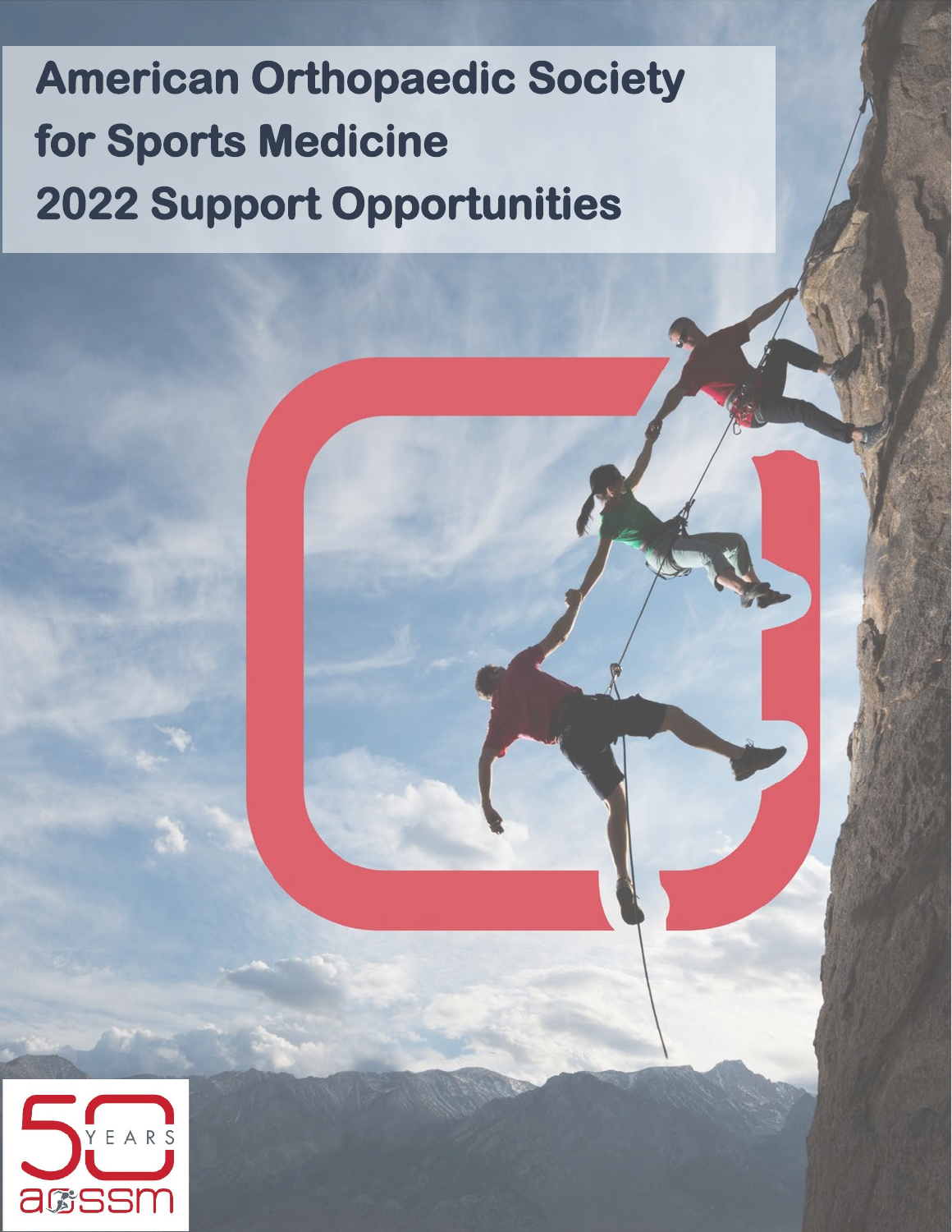# American Orthopaedic Society for Sports Medicine 2022 Support Opportunities

50 YEARS aossm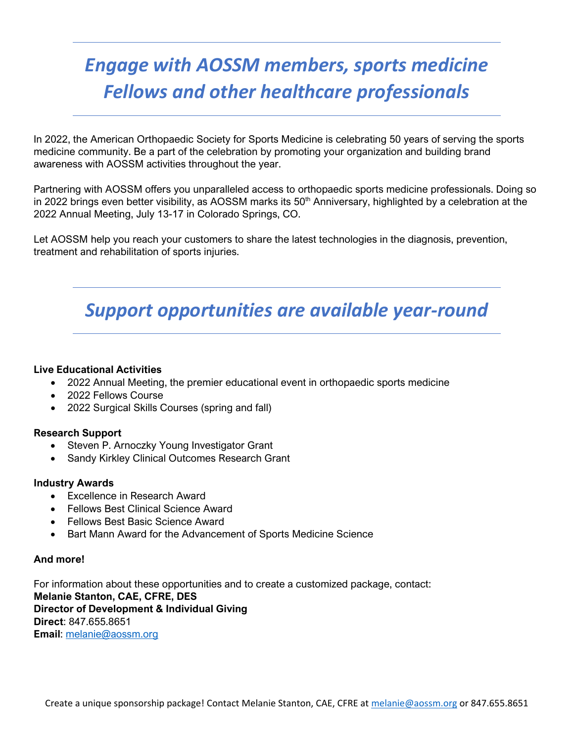## *Engage with AOSSM members, sports medicine Fellows and other healthcare professionals*

In 2022, the American Orthopaedic Society for Sports Medicine is celebrating 50 years of serving the sports medicine community. Be a part of the celebration by promoting your organization and building brand awareness with AOSSM activities throughout the year.

Partnering with AOSSM offers you unparalleled access to orthopaedic sports medicine professionals. Doing so in 2022 brings even better visibility, as AOSSM marks its 50th Anniversary, highlighted by a celebration at the 2022 Annual Meeting, July 13-17 in Colorado Springs, CO.

Let AOSSM help you reach your customers to share the latest technologies in the diagnosis, prevention, treatment and rehabilitation of sports injuries.

## *Support opportunities are available year-round*

**Live Educational Activities**

- 2022 Annual Meeting, the premier educational event in orthopaedic sports medicine
- 2022 Fellows Course
- 2022 Surgical Skills Courses (spring and fall)

**Research Support**

- Steven P. Arnoczky Young Investigator Grant
- Sandy Kirkley Clinical Outcomes Research Grant

**Industry Awards**

- Excellence in Research Award
- Fellows Best Clinical Science Award
- Fellows Best Basic Science Award
- Bart Mann Award for the Advancement of Sports Medicine Science

**And more!**

For information about these opportunities and to create a customized package, contact:
**Melanie Stanton, CAE, CFRE, DES**
**Director of Development & Individual Giving**
**Direct**: 847.655.8651
**Email**: melanie@aossm.org

Create a unique sponsorship package! Contact Melanie Stanton, CAE, CFRE at melanie@aossm.org or 847.655.8651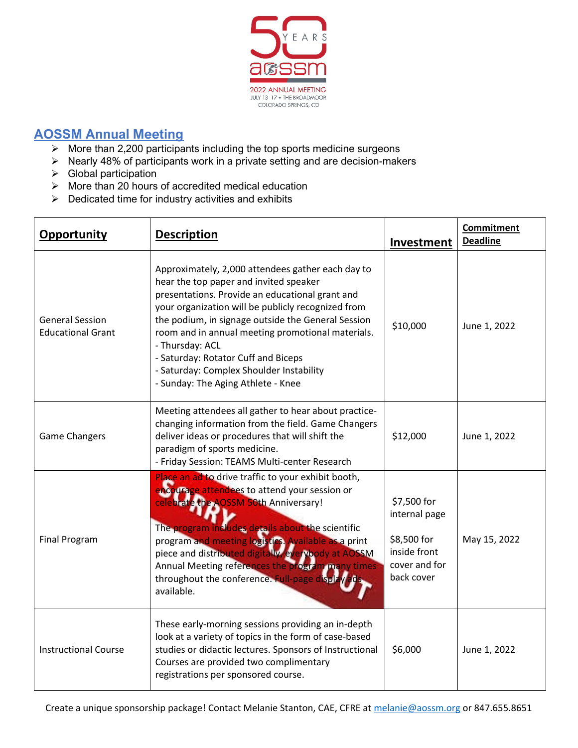50 YEARS aossm
2022 ANNUAL MEETING
JULY 13–17 • THE BROADMOOR
COLORADO SPRINGS, CO

## AOSSM Annual Meeting

- More than 2,200 participants including the top sports medicine surgeons
- Nearly 48% of participants work in a private setting and are decision-makers
- Global participation
- More than 20 hours of accredited medical education
- Dedicated time for industry activities and exhibits

| **Opportunity** | **Description** | **Investment** | **Commitment Deadline** |
|---|---|---|---|
| General Session Educational Grant | Approximately, 2,000 attendees gather each day to hear the top paper and invited speaker presentations. Provide an educational grant and your organization will be publicly recognized from the podium, in signage outside the General Session room and in annual meeting promotional materials.<br>- Thursday: ACL<br>- Saturday: Rotator Cuff and Biceps<br>- Saturday: Complex Shoulder Instability<br>- Sunday: The Aging Athlete - Knee | $10,000 | June 1, 2022 |
| Game Changers | Meeting attendees all gather to hear about practice-changing information from the field. Game Changers deliver ideas or procedures that will shift the paradigm of sports medicine.<br>- Friday Session: TEAMS Multi-center Research | $12,000 | June 1, 2022 |
| Final Program | SORRY - SOLD OUT<br>Place an ad to drive traffic to your exhibit booth, encourage attendees to attend your session or celebrate the AOSSM 50th Anniversary!<br><br>The program includes details about the scientific program and meeting logistics. Available as a print piece and distributed digitally, everybody at AOSSM Annual Meeting references the program many times throughout the conference. Full-page display ads available. | $7,500 for internal page<br><br>$8,500 for inside front cover and for back cover | May 15, 2022 |
| Instructional Course | These early-morning sessions providing an in-depth look at a variety of topics in the form of case-based studies or didactic lectures. Sponsors of Instructional Courses are provided two complimentary registrations per sponsored course. | $6,000 | June 1, 2022 |

Create a unique sponsorship package! Contact Melanie Stanton, CAE, CFRE at melanie@aossm.org or 847.655.8651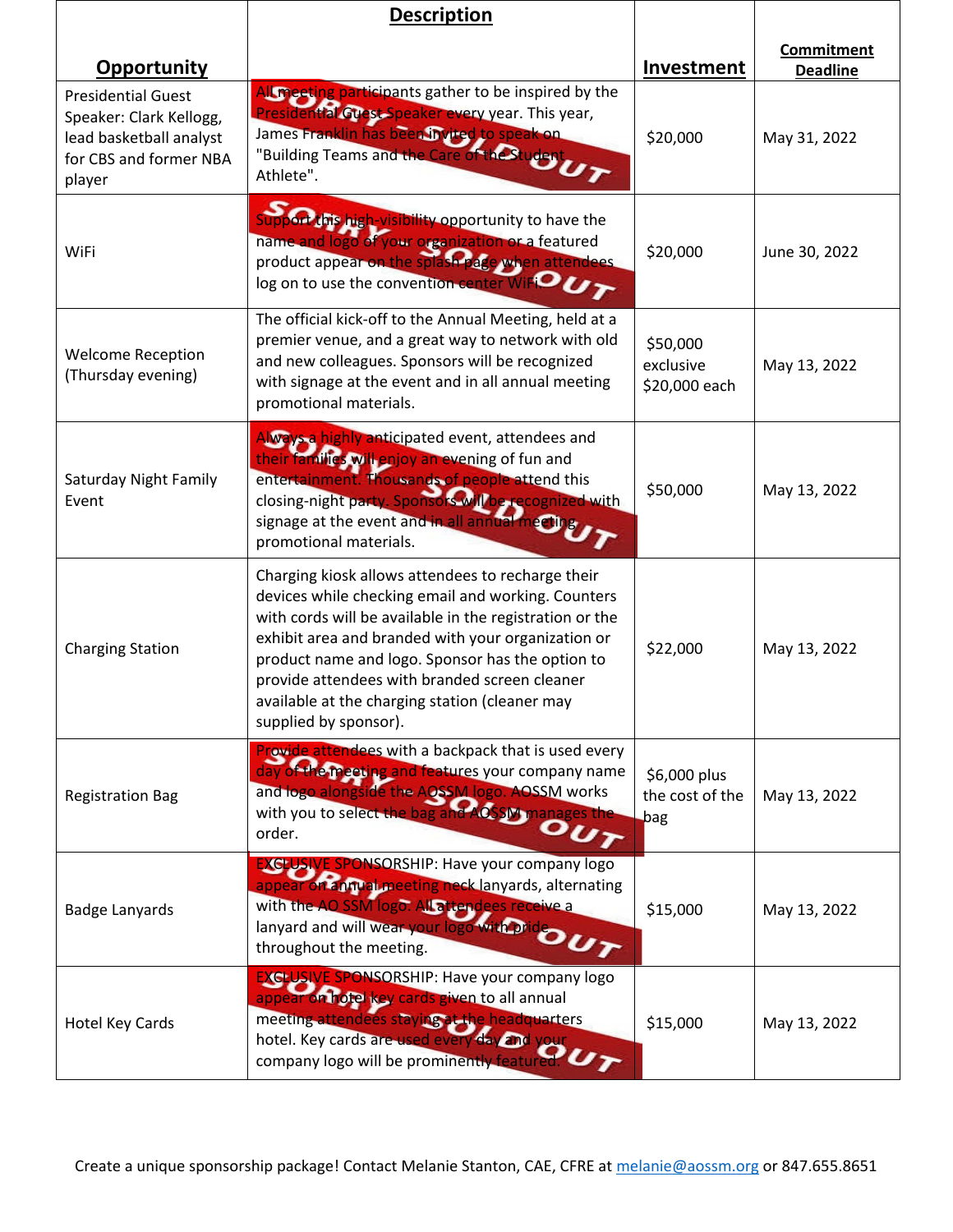| Opportunity | Description | Investment | Commitment Deadline |
|---|---|---|---|
| Presidential Guest Speaker: Clark Kellogg, lead basketball analyst for CBS and former NBA player | SORRY SOLD OUT — All meeting participants gather to be inspired by the Presidential Guest Speaker every year. This year, James Franklin has been invited to speak on "Building Teams and the Care of the Student Athlete". | $20,000 | May 31, 2022 |
| WiFi | SORRY SOLD OUT — Support this high-visibility opportunity to have the name and logo of your organization or a featured product appear on the splash page when attendees log on to use the convention center WiFi. | $20,000 | June 30, 2022 |
| Welcome Reception (Thursday evening) | The official kick-off to the Annual Meeting, held at a premier venue, and a great way to network with old and new colleagues. Sponsors will be recognized with signage at the event and in all annual meeting promotional materials. | $50,000 exclusive $20,000 each | May 13, 2022 |
| Saturday Night Family Event | SORRY SOLD OUT — Always a highly anticipated event, attendees and their families will enjoy an evening of fun and entertainment. Thousands of people attend this closing-night party. Sponsors will be recognized with signage at the event and in all annual meeting promotional materials. | $50,000 | May 13, 2022 |
| Charging Station | Charging kiosk allows attendees to recharge their devices while checking email and working. Counters with cords will be available in the registration or the exhibit area and branded with your organization or product name and logo. Sponsor has the option to provide attendees with branded screen cleaner available at the charging station (cleaner may supplied by sponsor). | $22,000 | May 13, 2022 |
| Registration Bag | SORRY SOLD OUT — Provide attendees with a backpack that is used every day of the meeting and features your company name and logo alongside the AOSSM logo. AOSSM works with you to select the bag and AOSSM manages the order. | $6,000 plus the cost of the bag | May 13, 2022 |
| Badge Lanyards | SORRY SOLD OUT — EXCLUSIVE SPONSORSHIP: Have your company logo appear on annual meeting neck lanyards, alternating with the AO SSM logo. All attendees receive a lanyard and will wear your logo with pride throughout the meeting. | $15,000 | May 13, 2022 |
| Hotel Key Cards | SORRY SOLD OUT — EXCLUSIVE SPONSORSHIP: Have your company logo appear on hotel key cards given to all annual meeting attendees staying at the headquarters hotel. Key cards are used every day and your company logo will be prominently featured. | $15,000 | May 13, 2022 |

Create a unique sponsorship package! Contact Melanie Stanton, CAE, CFRE at melanie@aossm.org or 847.655.8651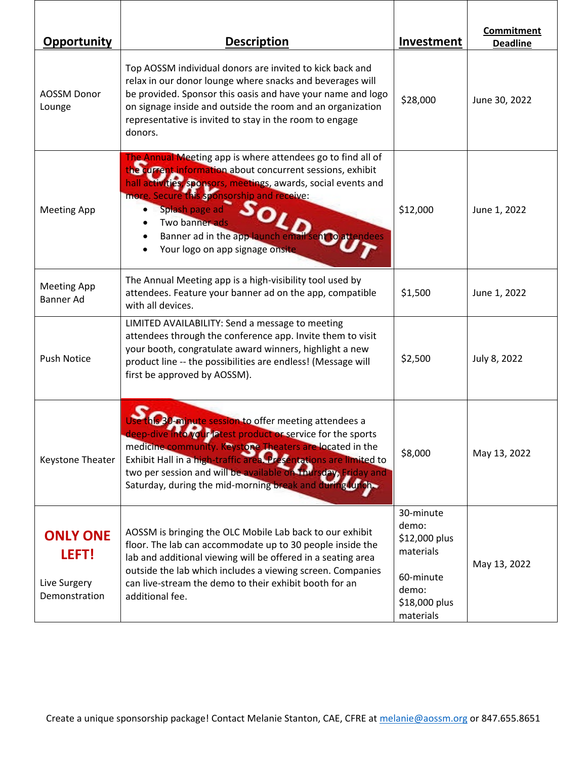| Opportunity | Description | Investment | Commitment Deadline |
|---|---|---|---|
| AOSSM Donor Lounge | Top AOSSM individual donors are invited to kick back and relax in our donor lounge where snacks and beverages will be provided. Sponsor this oasis and have your name and logo on signage inside and outside the room and an organization representative is invited to stay in the room to engage donors. | $28,000 | June 30, 2022 |
| Meeting App | SORRY - SOLD OUT<br>The Annual Meeting app is where attendees go to find all of the current information about concurrent sessions, exhibit hall activities, sponsors, meetings, awards, social events and more. Secure this sponsorship and receive:<br>• Splash page ad<br>• Two banner ads<br>• Banner ad in the app launch email sent to attendees<br>• Your logo on app signage onsite | $12,000 | June 1, 2022 |
| Meeting App Banner Ad | The Annual Meeting app is a high-visibility tool used by attendees. Feature your banner ad on the app, compatible with all devices. | $1,500 | June 1, 2022 |
| Push Notice | LIMITED AVAILABILITY: Send a message to meeting attendees through the conference app. Invite them to visit your booth, congratulate award winners, highlight a new product line -- the possibilities are endless! (Message will first be approved by AOSSM). | $2,500 | July 8, 2022 |
| Keystone Theater | SORRY - SOLD OUT<br>Use this 30-minute session to offer meeting attendees a deep-dive into your latest product or service for the sports medicine community. Keystone Theaters are located in the Exhibit Hall in a high-traffic area. Presentations are limited to two per session and will be available on Thursday, Friday and Saturday, during the mid-morning break and during lunch. | $8,000 | May 13, 2022 |
| **ONLY ONE LEFT!**<br><br>Live Surgery Demonstration | AOSSM is bringing the OLC Mobile Lab back to our exhibit floor. The lab can accommodate up to 30 people inside the lab and additional viewing will be offered in a seating area outside the lab which includes a viewing screen. Companies can live-stream the demo to their exhibit booth for an additional fee. | 30-minute demo: $12,000 plus materials<br><br>60-minute demo: $18,000 plus materials | May 13, 2022 |

Create a unique sponsorship package! Contact Melanie Stanton, CAE, CFRE at melanie@aossm.org or 847.655.8651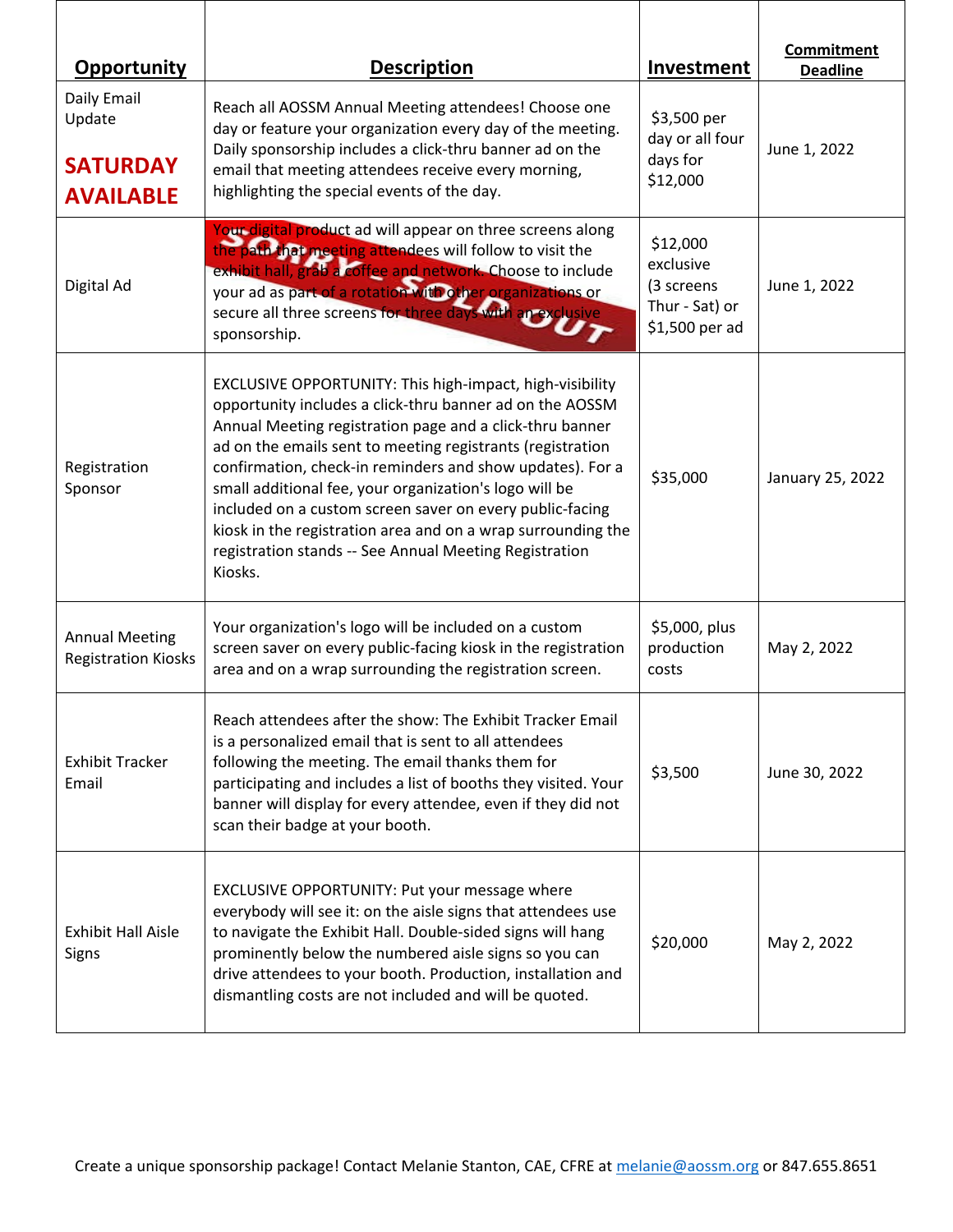| Opportunity | Description | Investment | Commitment Deadline |
|---|---|---|---|
| Daily Email Update<br><br>**SATURDAY AVAILABLE** | Reach all AOSSM Annual Meeting attendees! Choose one day or feature your organization every day of the meeting. Daily sponsorship includes a click-thru banner ad on the email that meeting attendees receive every morning, highlighting the special events of the day. | $3,500 per day or all four days for $12,000 | June 1, 2022 |
| Digital Ad | **SORRY - SOLD OUT**<br>Your digital product ad will appear on three screens along the path that meeting attendees will follow to visit the exhibit hall, grab a coffee and network. Choose to include your ad as part of a rotation with other organizations or secure all three screens for three days with an exclusive sponsorship. | $12,000 exclusive (3 screens Thur - Sat) or $1,500 per ad | June 1, 2022 |
| Registration Sponsor | EXCLUSIVE OPPORTUNITY: This high-impact, high-visibility opportunity includes a click-thru banner ad on the AOSSM Annual Meeting registration page and a click-thru banner ad on the emails sent to meeting registrants (registration confirmation, check-in reminders and show updates). For a small additional fee, your organization's logo will be included on a custom screen saver on every public-facing kiosk in the registration area and on a wrap surrounding the registration stands -- See Annual Meeting Registration Kiosks. | $35,000 | January 25, 2022 |
| Annual Meeting Registration Kiosks | Your organization's logo will be included on a custom screen saver on every public-facing kiosk in the registration area and on a wrap surrounding the registration screen. | $5,000, plus production costs | May 2, 2022 |
| Exhibit Tracker Email | Reach attendees after the show: The Exhibit Tracker Email is a personalized email that is sent to all attendees following the meeting. The email thanks them for participating and includes a list of booths they visited. Your banner will display for every attendee, even if they did not scan their badge at your booth. | $3,500 | June 30, 2022 |
| Exhibit Hall Aisle Signs | EXCLUSIVE OPPORTUNITY: Put your message where everybody will see it: on the aisle signs that attendees use to navigate the Exhibit Hall. Double-sided signs will hang prominently below the numbered aisle signs so you can drive attendees to your booth. Production, installation and dismantling costs are not included and will be quoted. | $20,000 | May 2, 2022 |

Create a unique sponsorship package! Contact Melanie Stanton, CAE, CFRE at melanie@aossm.org or 847.655.8651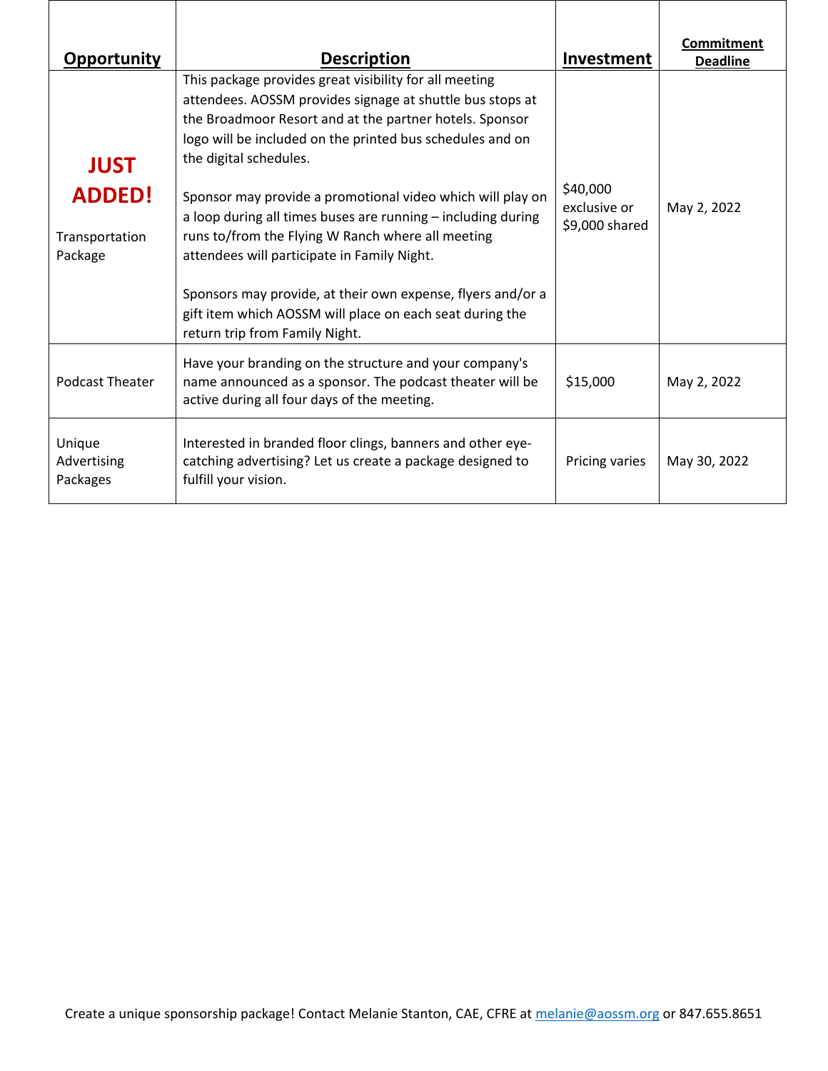| Opportunity | Description | Investment | Commitment Deadline |
|---|---|---|---|
| **JUST ADDED!** Transportation Package | This package provides great visibility for all meeting attendees. AOSSM provides signage at shuttle bus stops at the Broadmoor Resort and at the partner hotels. Sponsor logo will be included on the printed bus schedules and on the digital schedules.<br><br>Sponsor may provide a promotional video which will play on a loop during all times buses are running – including during runs to/from the Flying W Ranch where all meeting attendees will participate in Family Night.<br><br>Sponsors may provide, at their own expense, flyers and/or a gift item which AOSSM will place on each seat during the return trip from Family Night. | $40,000 exclusive or $9,000 shared | May 2, 2022 |
| Podcast Theater | Have your branding on the structure and your company's name announced as a sponsor. The podcast theater will be active during all four days of the meeting. | $15,000 | May 2, 2022 |
| Unique Advertising Packages | Interested in branded floor clings, banners and other eye-catching advertising? Let us create a package designed to fulfill your vision. | Pricing varies | May 30, 2022 |

Create a unique sponsorship package! Contact Melanie Stanton, CAE, CFRE at melanie@aossm.org or 847.655.8651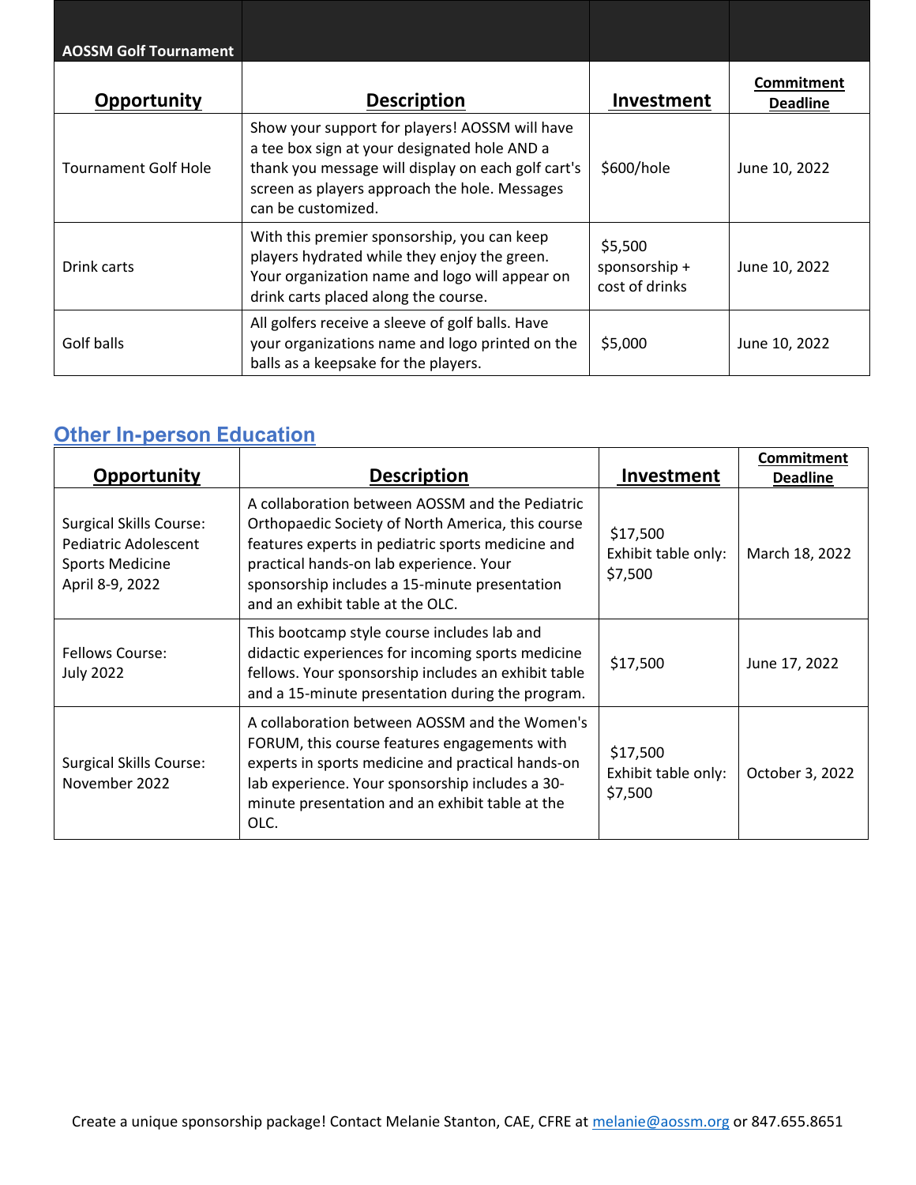| AOSSM Golf Tournament | | | |
|---|---|---|---|
| **Opportunity** | **Description** | **Investment** | **Commitment Deadline** |
| Tournament Golf Hole | Show your support for players! AOSSM will have a tee box sign at your designated hole AND a thank you message will display on each golf cart's screen as players approach the hole. Messages can be customized. | $600/hole | June 10, 2022 |
| Drink carts | With this premier sponsorship, you can keep players hydrated while they enjoy the green. Your organization name and logo will appear on drink carts placed along the course. | $5,500 sponsorship + cost of drinks | June 10, 2022 |
| Golf balls | All golfers receive a sleeve of golf balls. Have your organizations name and logo printed on the balls as a keepsake for the players. | $5,000 | June 10, 2022 |

## Other In-person Education

| **Opportunity** | **Description** | **Investment** | **Commitment Deadline** |
|---|---|---|---|
| Surgical Skills Course: Pediatric Adolescent Sports Medicine April 8-9, 2022 | A collaboration between AOSSM and the Pediatric Orthopaedic Society of North America, this course features experts in pediatric sports medicine and practical hands-on lab experience. Your sponsorship includes a 15-minute presentation and an exhibit table at the OLC. | $17,500 Exhibit table only: $7,500 | March 18, 2022 |
| Fellows Course: July 2022 | This bootcamp style course includes lab and didactic experiences for incoming sports medicine fellows. Your sponsorship includes an exhibit table and a 15-minute presentation during the program. | $17,500 | June 17, 2022 |
| Surgical Skills Course: November 2022 | A collaboration between AOSSM and the Women's FORUM, this course features engagements with experts in sports medicine and practical hands-on lab experience. Your sponsorship includes a 30-minute presentation and an exhibit table at the OLC. | $17,500 Exhibit table only: $7,500 | October 3, 2022 |

Create a unique sponsorship package! Contact Melanie Stanton, CAE, CFRE at melanie@aossm.org or 847.655.8651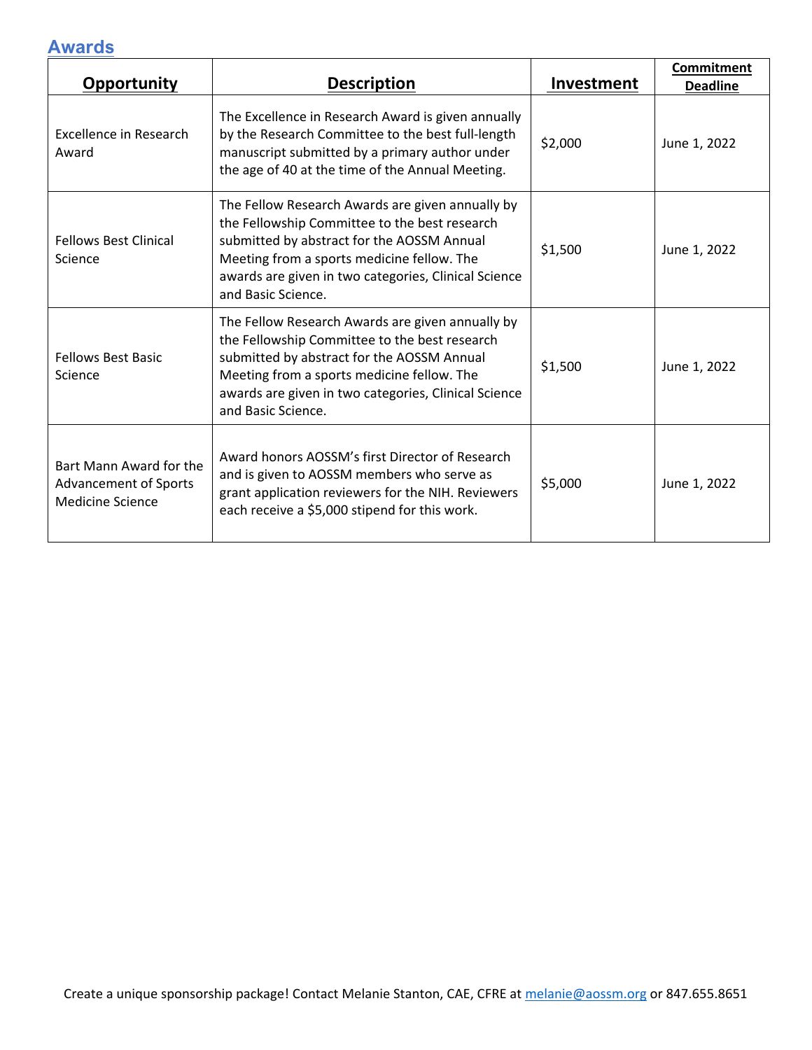## Awards

| Opportunity | Description | Investment | Commitment Deadline |
|---|---|---|---|
| Excellence in Research Award | The Excellence in Research Award is given annually by the Research Committee to the best full-length manuscript submitted by a primary author under the age of 40 at the time of the Annual Meeting. | $2,000 | June 1, 2022 |
| Fellows Best Clinical Science | The Fellow Research Awards are given annually by the Fellowship Committee to the best research submitted by abstract for the AOSSM Annual Meeting from a sports medicine fellow. The awards are given in two categories, Clinical Science and Basic Science. | $1,500 | June 1, 2022 |
| Fellows Best Basic Science | The Fellow Research Awards are given annually by the Fellowship Committee to the best research submitted by abstract for the AOSSM Annual Meeting from a sports medicine fellow. The awards are given in two categories, Clinical Science and Basic Science. | $1,500 | June 1, 2022 |
| Bart Mann Award for the Advancement of Sports Medicine Science | Award honors AOSSM's first Director of Research and is given to AOSSM members who serve as grant application reviewers for the NIH. Reviewers each receive a $5,000 stipend for this work. | $5,000 | June 1, 2022 |

Create a unique sponsorship package! Contact Melanie Stanton, CAE, CFRE at melanie@aossm.org or 847.655.8651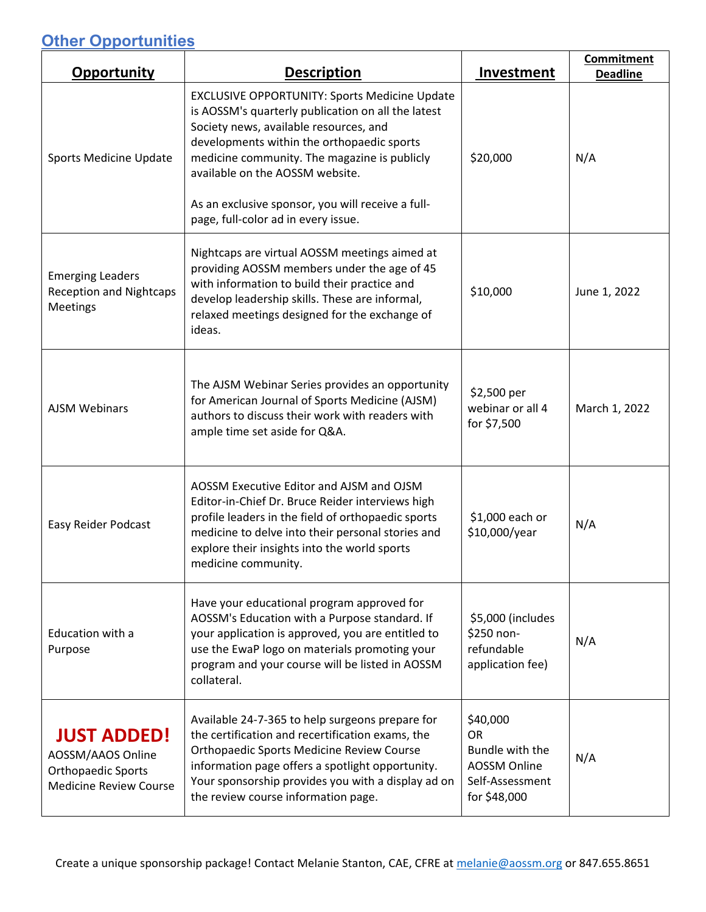## Other Opportunities

| Opportunity | Description | Investment | Commitment Deadline |
|---|---|---|---|
| Sports Medicine Update | EXCLUSIVE OPPORTUNITY: Sports Medicine Update is AOSSM's quarterly publication on all the latest Society news, available resources, and developments within the orthopaedic sports medicine community. The magazine is publicly available on the AOSSM website.<br><br>As an exclusive sponsor, you will receive a full-page, full-color ad in every issue. | $20,000 | N/A |
| Emerging Leaders Reception and Nightcaps Meetings | Nightcaps are virtual AOSSM meetings aimed at providing AOSSM members under the age of 45 with information to build their practice and develop leadership skills. These are informal, relaxed meetings designed for the exchange of ideas. | $10,000 | June 1, 2022 |
| AJSM Webinars | The AJSM Webinar Series provides an opportunity for American Journal of Sports Medicine (AJSM) authors to discuss their work with readers with ample time set aside for Q&A. | $2,500 per webinar or all 4 for $7,500 | March 1, 2022 |
| Easy Reider Podcast | AOSSM Executive Editor and AJSM and OJSM Editor-in-Chief Dr. Bruce Reider interviews high profile leaders in the field of orthopaedic sports medicine to delve into their personal stories and explore their insights into the world sports medicine community. | $1,000 each or $10,000/year | N/A |
| Education with a Purpose | Have your educational program approved for AOSSM's Education with a Purpose standard. If your application is approved, you are entitled to use the EwaP logo on materials promoting your program and your course will be listed in AOSSM collateral. | $5,000 (includes $250 non-refundable application fee) | N/A |
| **JUST ADDED!** AOSSM/AAOS Online Orthopaedic Sports Medicine Review Course | Available 24-7-365 to help surgeons prepare for the certification and recertification exams, the Orthopaedic Sports Medicine Review Course information page offers a spotlight opportunity. Your sponsorship provides you with a display ad on the review course information page. | $40,000 OR Bundle with the AOSSM Online Self-Assessment for $48,000 | N/A |

Create a unique sponsorship package! Contact Melanie Stanton, CAE, CFRE at melanie@aossm.org or 847.655.8651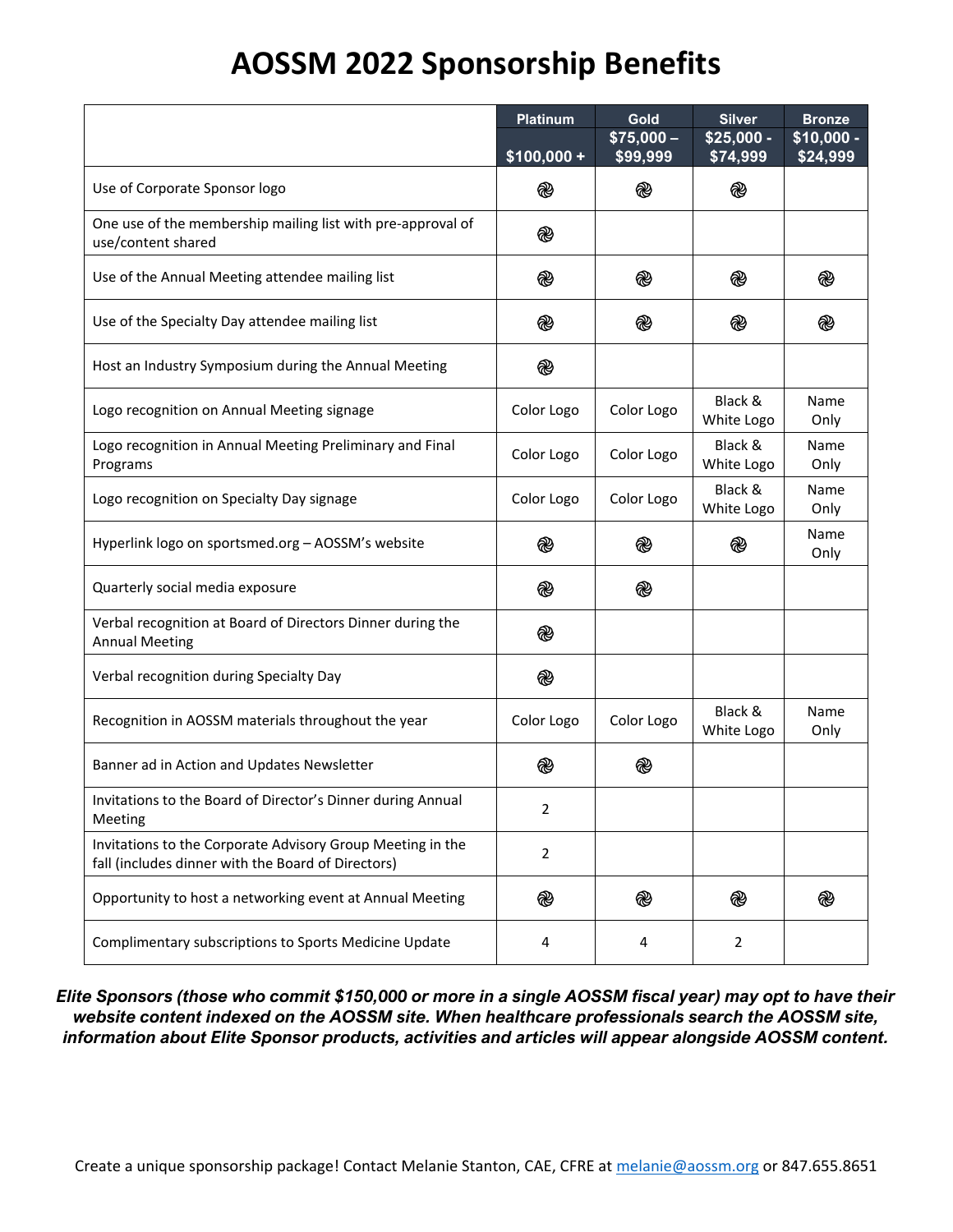# AOSSM 2022 Sponsorship Benefits

| | Platinum<br>$100,000 + | Gold<br>$75,000 – $99,999 | Silver<br>$25,000 - $74,999 | Bronze<br>$10,000 - $24,999 |
|---|---|---|---|---|
| Use of Corporate Sponsor logo | ✓ | ✓ | ✓ | |
| One use of the membership mailing list with pre-approval of use/content shared | ✓ | | | |
| Use of the Annual Meeting attendee mailing list | ✓ | ✓ | ✓ | ✓ |
| Use of the Specialty Day attendee mailing list | ✓ | ✓ | ✓ | ✓ |
| Host an Industry Symposium during the Annual Meeting | ✓ | | | |
| Logo recognition on Annual Meeting signage | Color Logo | Color Logo | Black & White Logo | Name Only |
| Logo recognition in Annual Meeting Preliminary and Final Programs | Color Logo | Color Logo | Black & White Logo | Name Only |
| Logo recognition on Specialty Day signage | Color Logo | Color Logo | Black & White Logo | Name Only |
| Hyperlink logo on sportsmed.org – AOSSM's website | ✓ | ✓ | ✓ | Name Only |
| Quarterly social media exposure | ✓ | ✓ | | |
| Verbal recognition at Board of Directors Dinner during the Annual Meeting | ✓ | | | |
| Verbal recognition during Specialty Day | ✓ | | | |
| Recognition in AOSSM materials throughout the year | Color Logo | Color Logo | Black & White Logo | Name Only |
| Banner ad in Action and Updates Newsletter | ✓ | ✓ | | |
| Invitations to the Board of Director's Dinner during Annual Meeting | 2 | | | |
| Invitations to the Corporate Advisory Group Meeting in the fall (includes dinner with the Board of Directors) | 2 | | | |
| Opportunity to host a networking event at Annual Meeting | ✓ | ✓ | ✓ | ✓ |
| Complimentary subscriptions to Sports Medicine Update | 4 | 4 | 2 | |

***Elite Sponsors (those who commit $150,000 or more in a single AOSSM fiscal year) may opt to have their website content indexed on the AOSSM site. When healthcare professionals search the AOSSM site, information about Elite Sponsor products, activities and articles will appear alongside AOSSM content.***

Create a unique sponsorship package! Contact Melanie Stanton, CAE, CFRE at melanie@aossm.org or 847.655.8651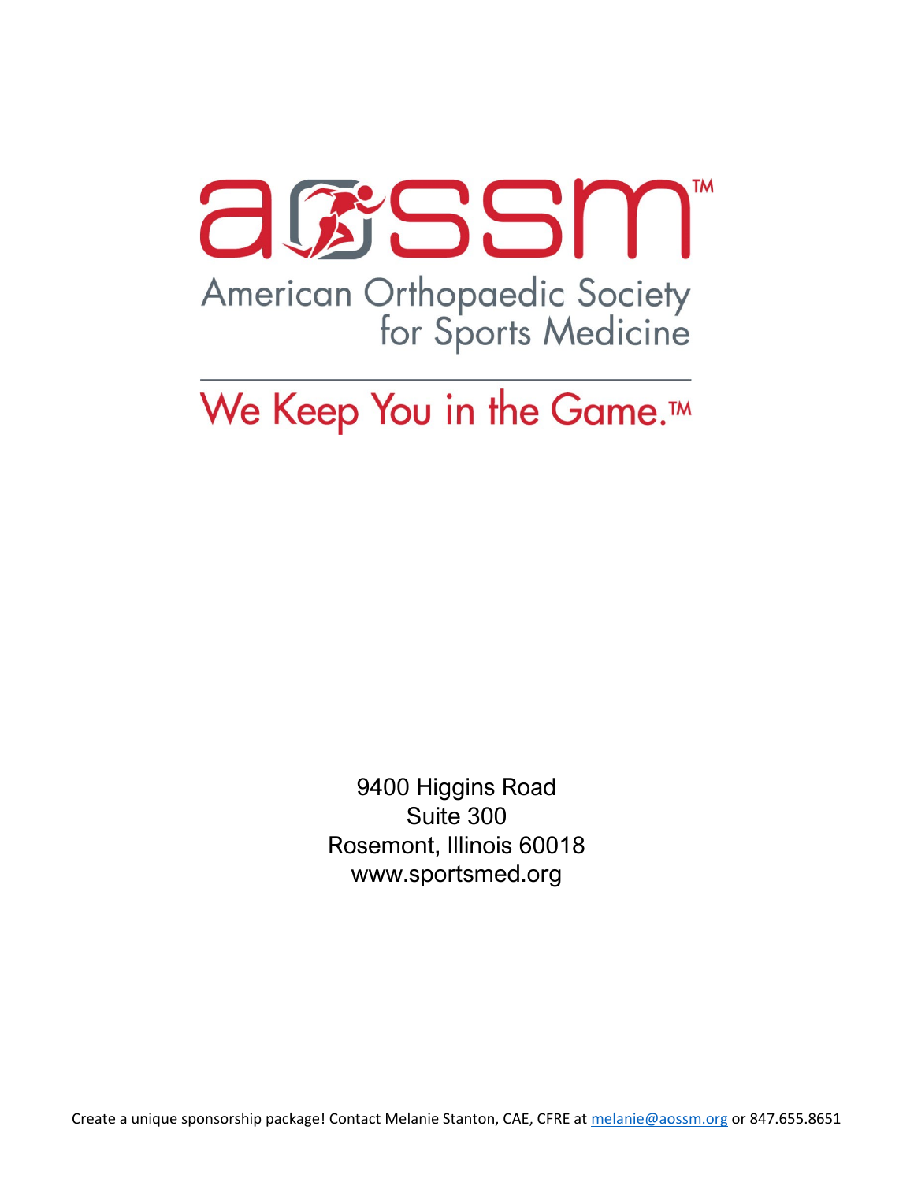aossm™

American Orthopaedic Society for Sports Medicine

We Keep You in the Game.™

9400 Higgins Road
Suite 300
Rosemont, Illinois 60018
www.sportsmed.org

Create a unique sponsorship package! Contact Melanie Stanton, CAE, CFRE at melanie@aossm.org or 847.655.8651